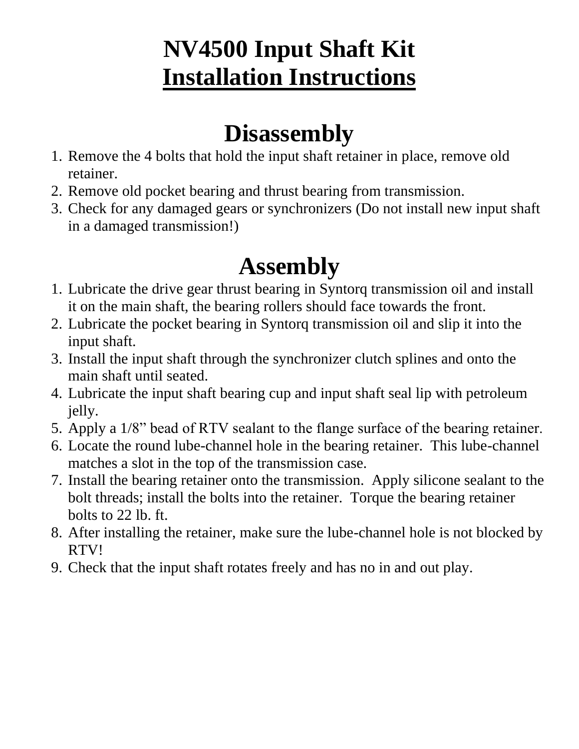# NV4500 Input Shaft Kit
# Installation Instructions

## Disassembly

1. Remove the 4 bolts that hold the input shaft retainer in place, remove old retainer.
2. Remove old pocket bearing and thrust bearing from transmission.
3. Check for any damaged gears or synchronizers (Do not install new input shaft in a damaged transmission!)

## Assembly

1. Lubricate the drive gear thrust bearing in Syntorq transmission oil and install it on the main shaft, the bearing rollers should face towards the front.
2. Lubricate the pocket bearing in Syntorq transmission oil and slip it into the input shaft.
3. Install the input shaft through the synchronizer clutch splines and onto the main shaft until seated.
4. Lubricate the input shaft bearing cup and input shaft seal lip with petroleum jelly.
5. Apply a 1/8" bead of RTV sealant to the flange surface of the bearing retainer.
6. Locate the round lube-channel hole in the bearing retainer. This lube-channel matches a slot in the top of the transmission case.
7. Install the bearing retainer onto the transmission. Apply silicone sealant to the bolt threads; install the bolts into the retainer. Torque the bearing retainer bolts to 22 lb. ft.
8. After installing the retainer, make sure the lube-channel hole is not blocked by RTV!
9. Check that the input shaft rotates freely and has no in and out play.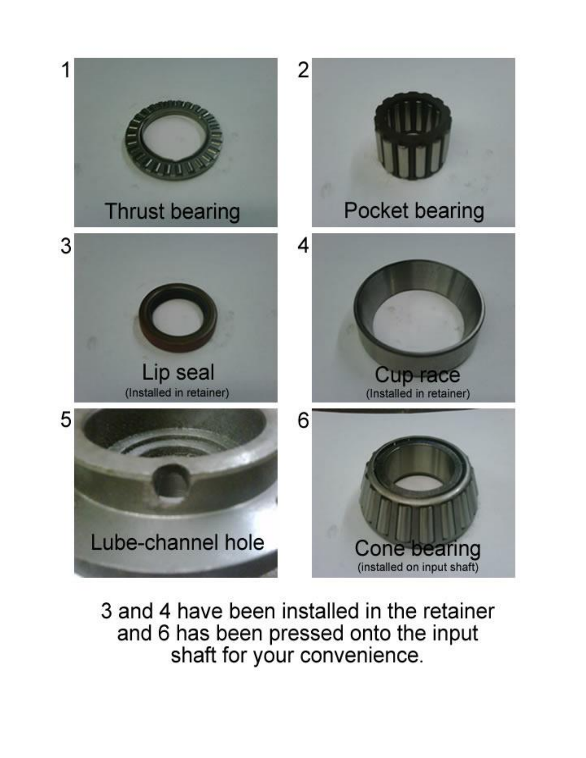1

Thrust bearing

2

Pocket bearing

3

Lip seal
(Installed in retainer)

4

Cup race
(Installed in retainer)

5

Lube-channel hole

6

Cone bearing
(installed on input shaft)

3 and 4 have been installed in the retainer and 6 has been pressed onto the input shaft for your convenience.